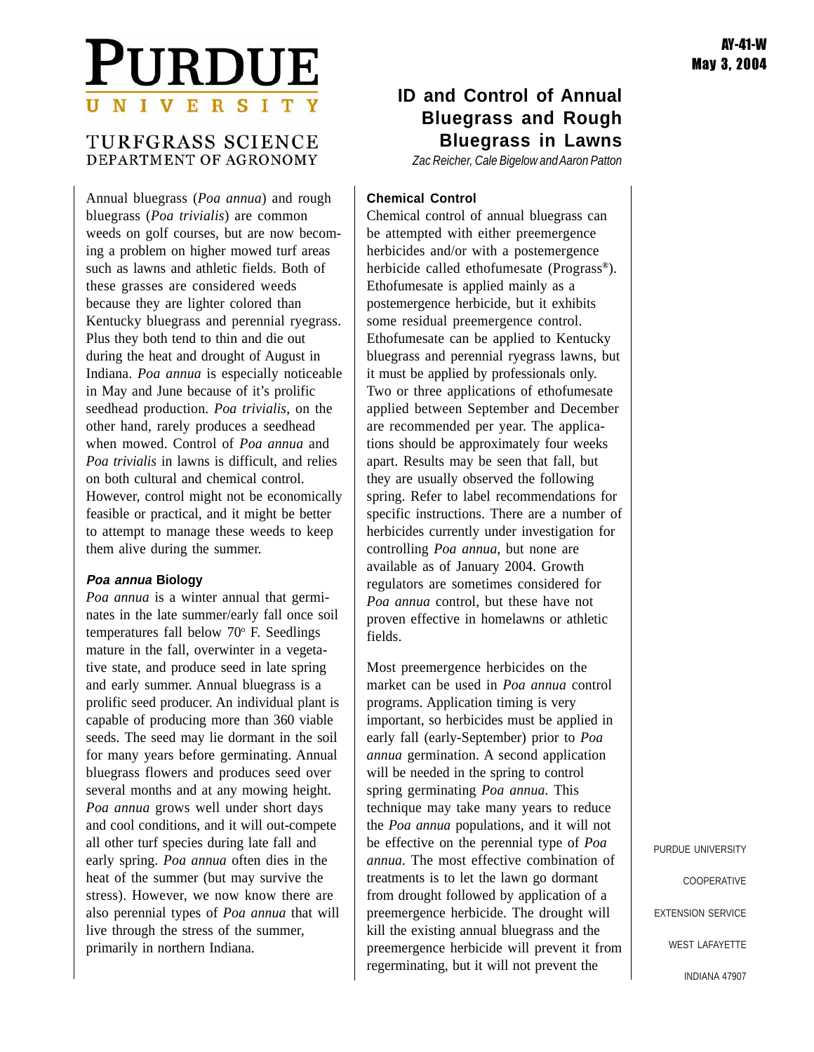PURDUE UNIVERSITY

TURFGRASS SCIENCE
DEPARTMENT OF AGRONOMY

AY-41-W
May 3, 2004

# ID and Control of Annual Bluegrass and Rough Bluegrass in Lawns

*Zac Reicher, Cale Bigelow and Aaron Patton*

Annual bluegrass (*Poa annua*) and rough bluegrass (*Poa trivialis*) are common weeds on golf courses, but are now becoming a problem on higher mowed turf areas such as lawns and athletic fields. Both of these grasses are considered weeds because they are lighter colored than Kentucky bluegrass and perennial ryegrass. Plus they both tend to thin and die out during the heat and drought of August in Indiana. *Poa annua* is especially noticeable in May and June because of it's prolific seedhead production. *Poa trivialis*, on the other hand, rarely produces a seedhead when mowed. Control of *Poa annua* and *Poa trivialis* in lawns is difficult, and relies on both cultural and chemical control. However, control might not be economically feasible or practical, and it might be better to attempt to manage these weeds to keep them alive during the summer.

### *Poa annua* Biology

*Poa annua* is a winter annual that germinates in the late summer/early fall once soil temperatures fall below 70º F. Seedlings mature in the fall, overwinter in a vegetative state, and produce seed in late spring and early summer. Annual bluegrass is a prolific seed producer. An individual plant is capable of producing more than 360 viable seeds. The seed may lie dormant in the soil for many years before germinating. Annual bluegrass flowers and produces seed over several months and at any mowing height. *Poa annua* grows well under short days and cool conditions, and it will out-compete all other turf species during late fall and early spring. *Poa annua* often dies in the heat of the summer (but may survive the stress). However, we now know there are also perennial types of *Poa annua* that will live through the stress of the summer, primarily in northern Indiana.

### Chemical Control

Chemical control of annual bluegrass can be attempted with either preemergence herbicides and/or with a postemergence herbicide called ethofumesate (Prograss®). Ethofumesate is applied mainly as a postemergence herbicide, but it exhibits some residual preemergence control. Ethofumesate can be applied to Kentucky bluegrass and perennial ryegrass lawns, but it must be applied by professionals only. Two or three applications of ethofumesate applied between September and December are recommended per year. The applications should be approximately four weeks apart. Results may be seen that fall, but they are usually observed the following spring. Refer to label recommendations for specific instructions. There are a number of herbicides currently under investigation for controlling *Poa annua*, but none are available as of January 2004. Growth regulators are sometimes considered for *Poa annua* control, but these have not proven effective in homelawns or athletic fields.

Most preemergence herbicides on the market can be used in *Poa annua* control programs. Application timing is very important, so herbicides must be applied in early fall (early-September) prior to *Poa annua* germination. A second application will be needed in the spring to control spring germinating *Poa annua*. This technique may take many years to reduce the *Poa annua* populations, and it will not be effective on the perennial type of *Poa annua*. The most effective combination of treatments is to let the lawn go dormant from drought followed by application of a preemergence herbicide. The drought will kill the existing annual bluegrass and the preemergence herbicide will prevent it from regerminating, but it will not prevent the

PURDUE UNIVERSITY COOPERATIVE EXTENSION SERVICE WEST LAFAYETTE INDIANA 47907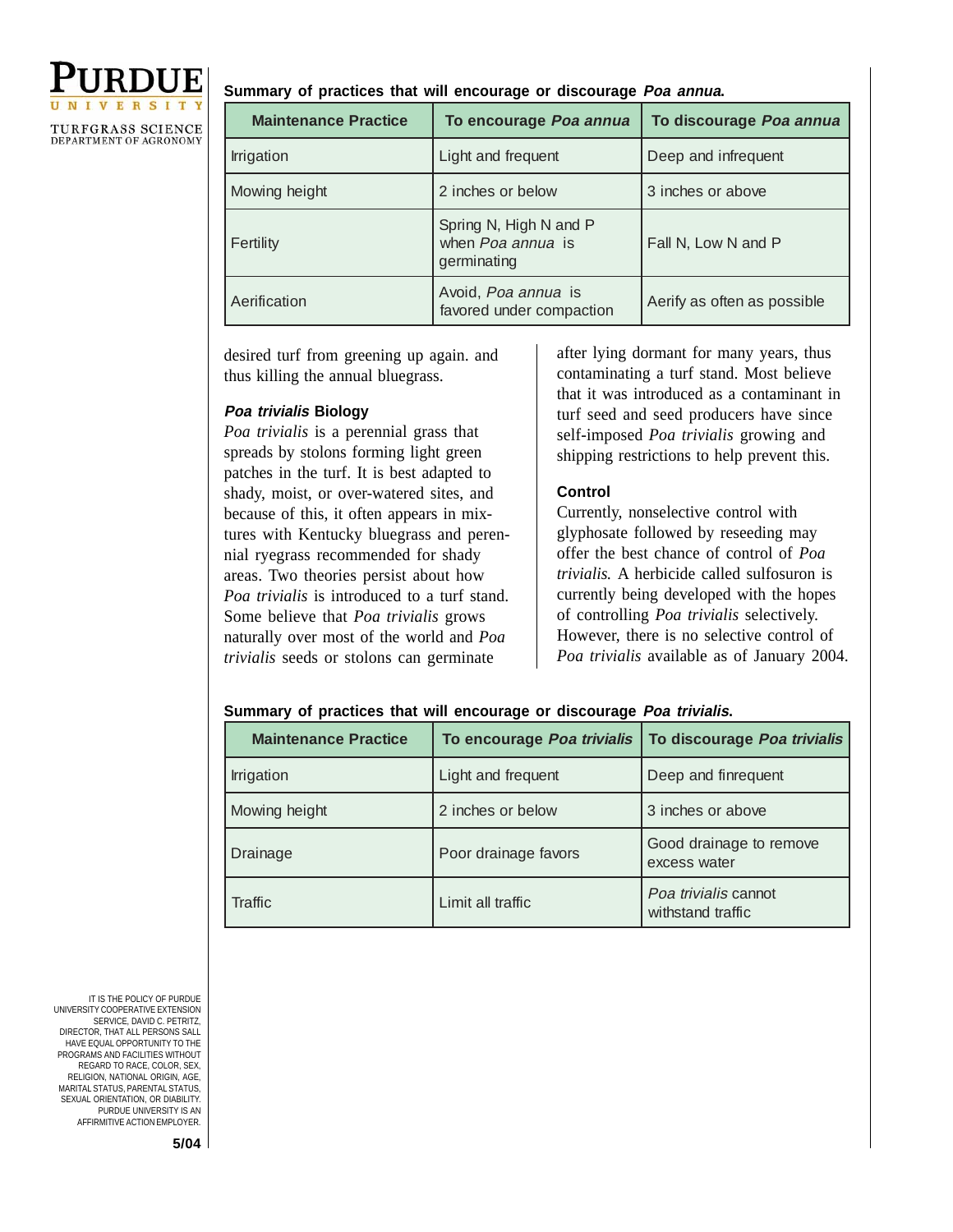**Summary of practices that will encourage or discourage *Poa annua*.**

| Maintenance Practice | To encourage *Poa annua* | To discourage *Poa annua* |
|---|---|---|
| Irrigation | Light and frequent | Deep and infrequent |
| Mowing height | 2 inches or below | 3 inches or above |
| Fertility | Spring N, High N and P when *Poa annua* is germinating | Fall N, Low N and P |
| Aerification | Avoid, *Poa annua* is favored under compaction | Aerify as often as possible |

desired turf from greening up again. and thus killing the annual bluegrass.

### *Poa trivialis* Biology

*Poa trivialis* is a perennial grass that spreads by stolons forming light green patches in the turf. It is best adapted to shady, moist, or over-watered sites, and because of this, it often appears in mixtures with Kentucky bluegrass and perennial ryegrass recommended for shady areas. Two theories persist about how *Poa trivialis* is introduced to a turf stand. Some believe that *Poa trivialis* grows naturally over most of the world and *Poa trivialis* seeds or stolons can germinate after lying dormant for many years, thus contaminating a turf stand. Most believe that it was introduced as a contaminant in turf seed and seed producers have since self-imposed *Poa trivialis* growing and shipping restrictions to help prevent this.

### Control

Currently, nonselective control with glyphosate followed by reseeding may offer the best chance of control of *Poa trivialis.* A herbicide called sulfosuron is currently being developed with the hopes of controlling *Poa trivialis* selectively. However, there is no selective control of *Poa trivialis* available as of January 2004.

**Summary of practices that will encourage or discourage *Poa trivialis*.**

| Maintenance Practice | To encourage *Poa trivialis* | To discourage *Poa trivialis* |
|---|---|---|
| Irrigation | Light and frequent | Deep and finrequent |
| Mowing height | 2 inches or below | 3 inches or above |
| Drainage | Poor drainage favors | Good drainage to remove excess water |
| Traffic | Limit all traffic | *Poa trivialis* cannot withstand traffic |

IT IS THE POLICY OF PURDUE UNIVERSITY COOPERATIVE EXTENSION SERVICE, DAVID C. PETRITZ, DIRECTOR, THAT ALL PERSONS SALL HAVE EQUAL OPPORTUNITY TO THE PROGRAMS AND FACILITIES WITHOUT REGARD TO RACE, COLOR, SEX, RELIGION, NATIONAL ORIGIN, AGE, MARITAL STATUS, PARENTAL STATUS, SEXUAL ORIENTATION, OR DIABILITY. PURDUE UNIVERSITY IS AN AFFIRMITIVE ACTION EMPLOYER.

5/04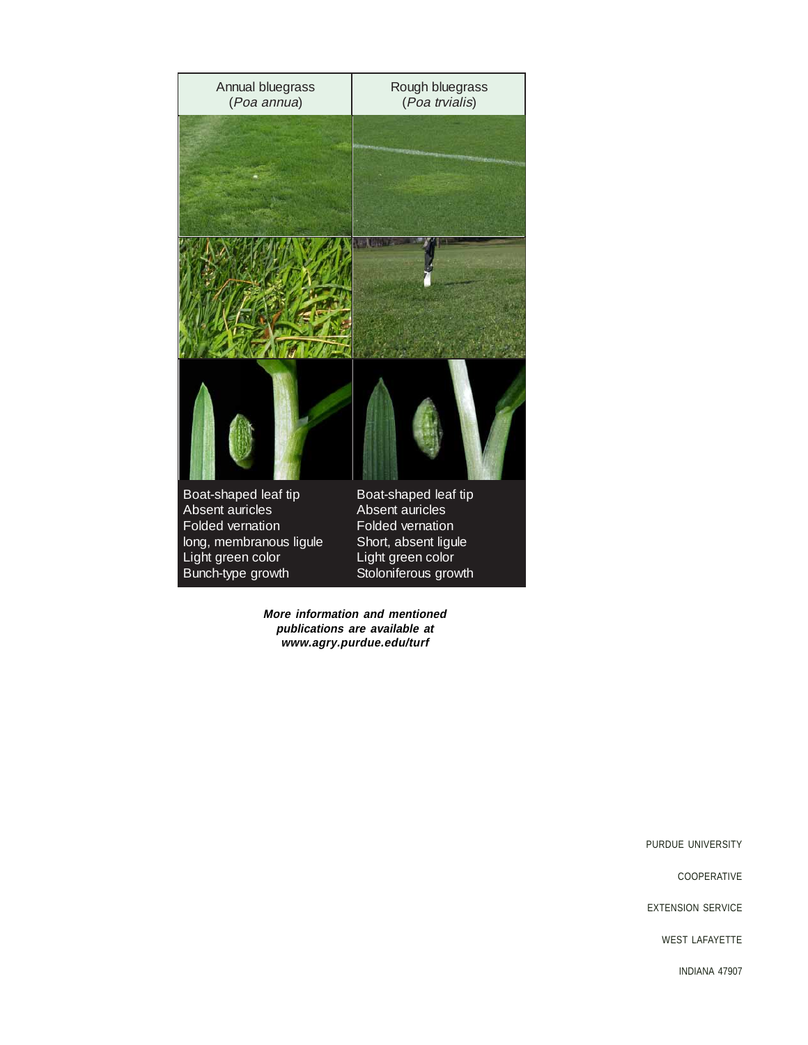| Annual bluegrass (*Poa annua*) | Rough bluegrass (*Poa trvialis*) |
|---|---|
| Boat-shaped leaf tip<br>Absent auricles<br>Folded vernation<br>long, membranous ligule<br>Light green color<br>Bunch-type growth | Boat-shaped leaf tip<br>Absent auricles<br>Folded vernation<br>Short, absent ligule<br>Light green color<br>Stoloniferous growth |

***More information and mentioned publications are available at www.agry.purdue.edu/turf***

PURDUE UNIVERSITY

COOPERATIVE

EXTENSION SERVICE

WEST LAFAYETTE

INDIANA 47907